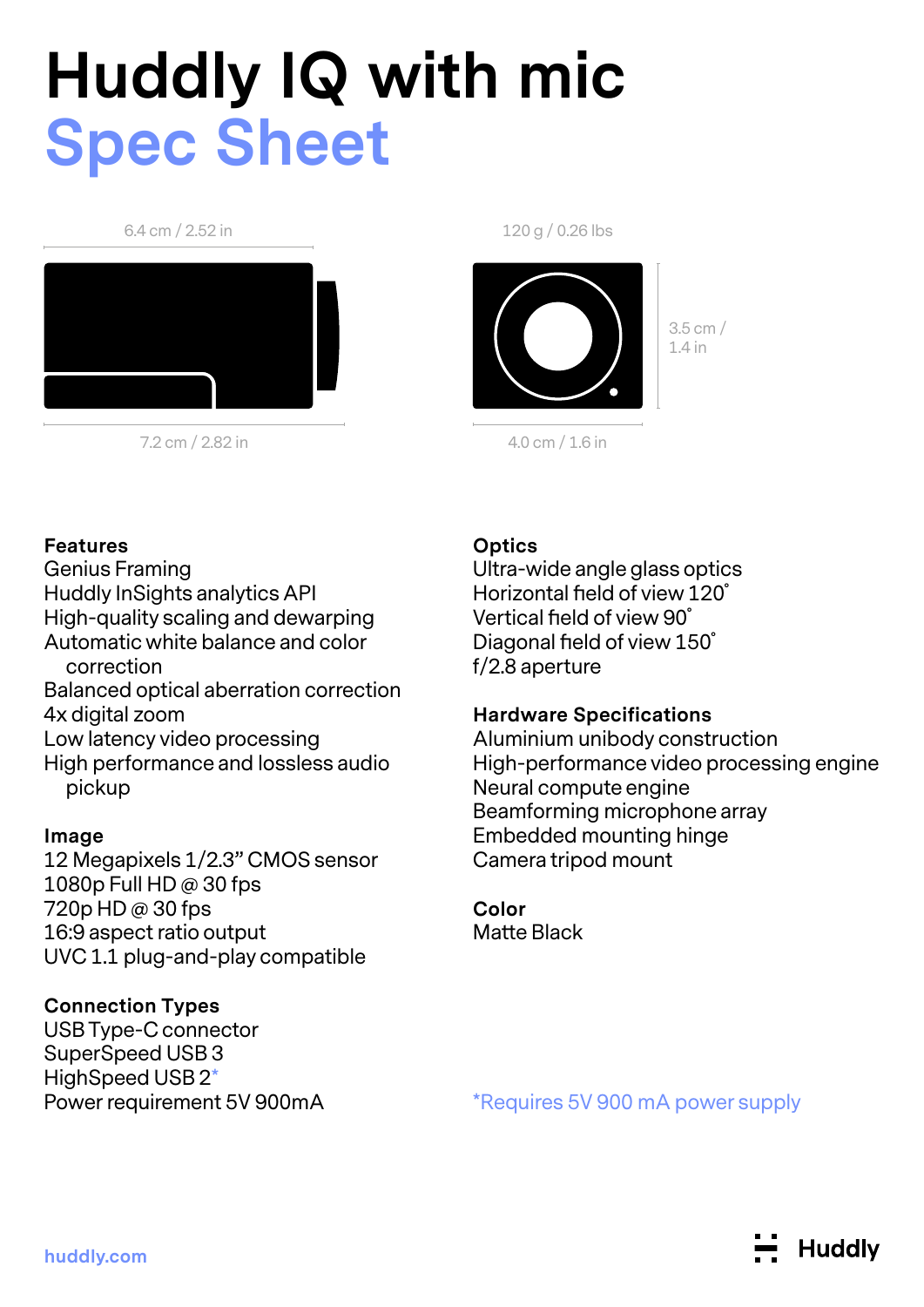# Huddly IQ with mic
## Spec Sheet

6.4 cm / 2.52 in

7.2 cm / 2.82 in

120 g / 0.26 lbs

3.5 cm / 1.4 in

4.0 cm / 1.6 in

### Features
Genius Framing
Huddly InSights analytics API
High-quality scaling and dewarping
Automatic white balance and color correction
Balanced optical aberration correction
4x digital zoom
Low latency video processing
High performance and lossless audio pickup

### Image
12 Megapixels 1/2.3” CMOS sensor
1080p Full HD @ 30 fps
720p HD @ 30 fps
16:9 aspect ratio output
UVC 1.1 plug-and-play compatible

### Connection Types
USB Type-C connector
SuperSpeed USB 3
HighSpeed USB 2*
Power requirement 5V 900mA

### Optics
Ultra-wide angle glass optics
Horizontal field of view 120˚
Vertical field of view 90˚
Diagonal field of view 150˚
f/2.8 aperture

### Hardware Specifications
Aluminium unibody construction
High-performance video processing engine
Neural compute engine
Beamforming microphone array
Embedded mounting hinge
Camera tripod mount

### Color
Matte Black

*Requires 5V 900 mA power supply

huddly.com

Huddly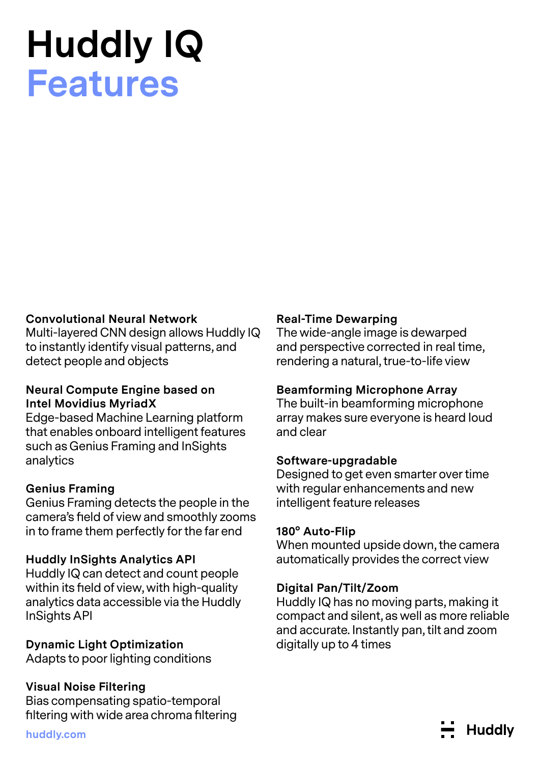# Huddly IQ
# Features

### Convolutional Neural Network
Multi-layered CNN design allows Huddly IQ to instantly identify visual patterns, and detect people and objects

### Neural Compute Engine based on Intel Movidius MyriadX
Edge-based Machine Learning platform that enables onboard intelligent features such as Genius Framing and InSights analytics

### Genius Framing
Genius Framing detects the people in the camera's field of view and smoothly zooms in to frame them perfectly for the far end

### Huddly InSights Analytics API
Huddly IQ can detect and count people within its field of view, with high-quality analytics data accessible via the Huddly InSights API

### Dynamic Light Optimization
Adapts to poor lighting conditions

### Visual Noise Filtering
Bias compensating spatio-temporal filtering with wide area chroma filtering

### Real-Time Dewarping
The wide-angle image is dewarped and perspective corrected in real time, rendering a natural, true-to-life view

### Beamforming Microphone Array
The built-in beamforming microphone array makes sure everyone is heard loud and clear

### Software-upgradable
Designed to get even smarter over time with regular enhancements and new intelligent feature releases

### 180° Auto-Flip
When mounted upside down, the camera automatically provides the correct view

### Digital Pan/Tilt/Zoom
Huddly IQ has no moving parts, making it compact and silent, as well as more reliable and accurate. Instantly pan, tilt and zoom digitally up to 4 times

huddly.com

Huddly